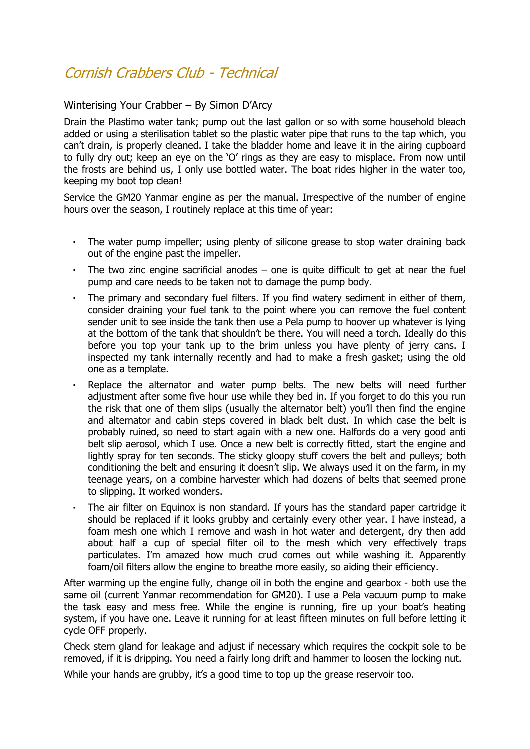# *Cornish Crabbers Club - Technical*

## Winterising Your Crabber – By Simon D'Arcy

Drain the Plastimo water tank; pump out the last gallon or so with some household bleach added or using a sterilisation tablet so the plastic water pipe that runs to the tap which, you can't drain, is properly cleaned. I take the bladder home and leave it in the airing cupboard to fully dry out; keep an eye on the 'O' rings as they are easy to misplace. From now until the frosts are behind us, I only use bottled water. The boat rides higher in the water too, keeping my boot top clean!

Service the GM20 Yanmar engine as per the manual. Irrespective of the number of engine hours over the season, I routinely replace at this time of year:

- The water pump impeller; using plenty of silicone grease to stop water draining back out of the engine past the impeller.
- The two zinc engine sacrificial anodes – one is quite difficult to get at near the fuel pump and care needs to be taken not to damage the pump body.
- The primary and secondary fuel filters. If you find watery sediment in either of them, consider draining your fuel tank to the point where you can remove the fuel content sender unit to see inside the tank then use a Pela pump to hoover up whatever is lying at the bottom of the tank that shouldn't be there. You will need a torch. Ideally do this before you top your tank up to the brim unless you have plenty of jerry cans. I inspected my tank internally recently and had to make a fresh gasket; using the old one as a template.
- Replace the alternator and water pump belts. The new belts will need further adjustment after some five hour use while they bed in. If you forget to do this you run the risk that one of them slips (usually the alternator belt) you'll then find the engine and alternator and cabin steps covered in black belt dust. In which case the belt is probably ruined, so need to start again with a new one. Halfords do a very good anti belt slip aerosol, which I use. Once a new belt is correctly fitted, start the engine and lightly spray for ten seconds. The sticky gloopy stuff covers the belt and pulleys; both conditioning the belt and ensuring it doesn't slip. We always used it on the farm, in my teenage years, on a combine harvester which had dozens of belts that seemed prone to slipping. It worked wonders.
- The air filter on Equinox is non standard. If yours has the standard paper cartridge it should be replaced if it looks grubby and certainly every other year. I have instead, a foam mesh one which I remove and wash in hot water and detergent, dry then add about half a cup of special filter oil to the mesh which very effectively traps particulates. I'm amazed how much crud comes out while washing it. Apparently foam/oil filters allow the engine to breathe more easily, so aiding their efficiency.

After warming up the engine fully, change oil in both the engine and gearbox - both use the same oil (current Yanmar recommendation for GM20). I use a Pela vacuum pump to make the task easy and mess free. While the engine is running, fire up your boat's heating system, if you have one. Leave it running for at least fifteen minutes on full before letting it cycle OFF properly.

Check stern gland for leakage and adjust if necessary which requires the cockpit sole to be removed, if it is dripping. You need a fairly long drift and hammer to loosen the locking nut.

While your hands are grubby, it's a good time to top up the grease reservoir too.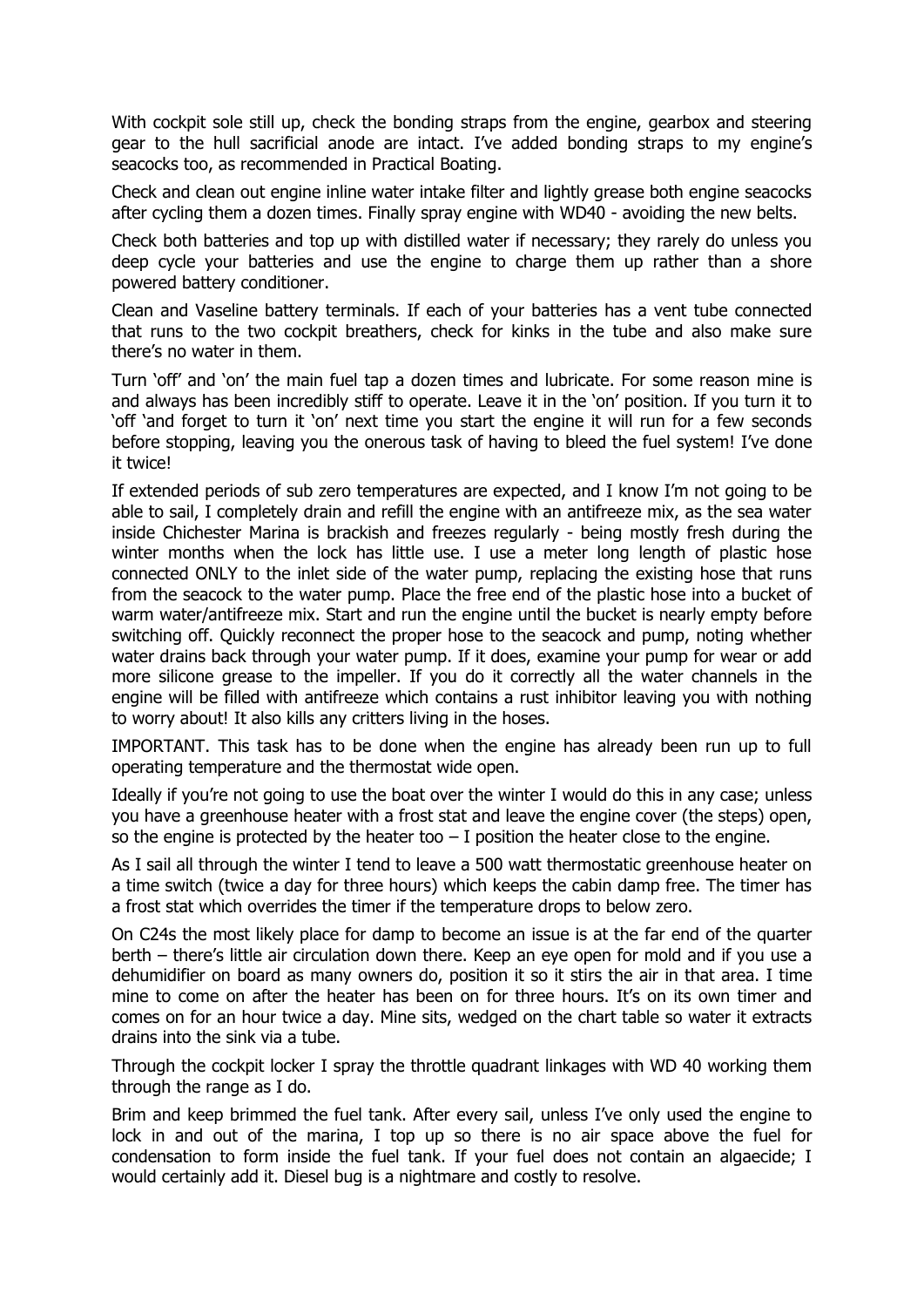With cockpit sole still up, check the bonding straps from the engine, gearbox and steering gear to the hull sacrificial anode are intact. I've added bonding straps to my engine's seacocks too, as recommended in Practical Boating.

Check and clean out engine inline water intake filter and lightly grease both engine seacocks after cycling them a dozen times. Finally spray engine with WD40 - avoiding the new belts.

Check both batteries and top up with distilled water if necessary; they rarely do unless you deep cycle your batteries and use the engine to charge them up rather than a shore powered battery conditioner.

Clean and Vaseline battery terminals. If each of your batteries has a vent tube connected that runs to the two cockpit breathers, check for kinks in the tube and also make sure there's no water in them.

Turn 'off' and 'on' the main fuel tap a dozen times and lubricate. For some reason mine is and always has been incredibly stiff to operate. Leave it in the 'on' position. If you turn it to 'off 'and forget to turn it 'on' next time you start the engine it will run for a few seconds before stopping, leaving you the onerous task of having to bleed the fuel system! I've done it twice!

If extended periods of sub zero temperatures are expected, and I know I'm not going to be able to sail, I completely drain and refill the engine with an antifreeze mix, as the sea water inside Chichester Marina is brackish and freezes regularly - being mostly fresh during the winter months when the lock has little use. I use a meter long length of plastic hose connected ONLY to the inlet side of the water pump, replacing the existing hose that runs from the seacock to the water pump. Place the free end of the plastic hose into a bucket of warm water/antifreeze mix. Start and run the engine until the bucket is nearly empty before switching off. Quickly reconnect the proper hose to the seacock and pump, noting whether water drains back through your water pump. If it does, examine your pump for wear or add more silicone grease to the impeller. If you do it correctly all the water channels in the engine will be filled with antifreeze which contains a rust inhibitor leaving you with nothing to worry about! It also kills any critters living in the hoses.

IMPORTANT. This task has to be done when the engine has already been run up to full operating temperature and the thermostat wide open.

Ideally if you're not going to use the boat over the winter I would do this in any case; unless you have a greenhouse heater with a frost stat and leave the engine cover (the steps) open, so the engine is protected by the heater too – I position the heater close to the engine.

As I sail all through the winter I tend to leave a 500 watt thermostatic greenhouse heater on a time switch (twice a day for three hours) which keeps the cabin damp free. The timer has a frost stat which overrides the timer if the temperature drops to below zero.

On C24s the most likely place for damp to become an issue is at the far end of the quarter berth – there's little air circulation down there. Keep an eye open for mold and if you use a dehumidifier on board as many owners do, position it so it stirs the air in that area. I time mine to come on after the heater has been on for three hours. It's on its own timer and comes on for an hour twice a day. Mine sits, wedged on the chart table so water it extracts drains into the sink via a tube.

Through the cockpit locker I spray the throttle quadrant linkages with WD 40 working them through the range as I do.

Brim and keep brimmed the fuel tank. After every sail, unless I've only used the engine to lock in and out of the marina, I top up so there is no air space above the fuel for condensation to form inside the fuel tank. If your fuel does not contain an algaecide; I would certainly add it. Diesel bug is a nightmare and costly to resolve.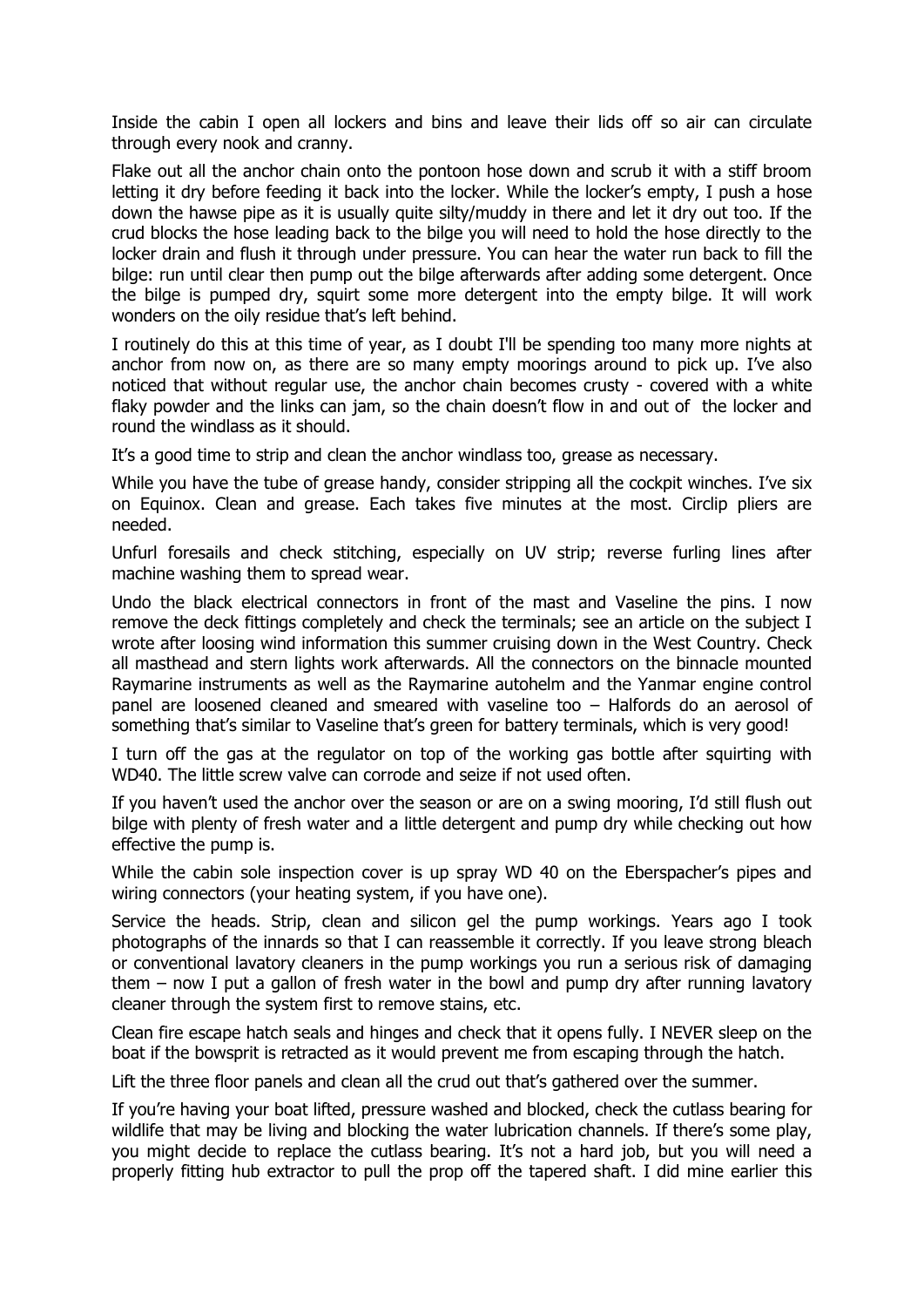Inside the cabin I open all lockers and bins and leave their lids off so air can circulate through every nook and cranny.

Flake out all the anchor chain onto the pontoon hose down and scrub it with a stiff broom letting it dry before feeding it back into the locker. While the locker's empty, I push a hose down the hawse pipe as it is usually quite silty/muddy in there and let it dry out too. If the crud blocks the hose leading back to the bilge you will need to hold the hose directly to the locker drain and flush it through under pressure. You can hear the water run back to fill the bilge: run until clear then pump out the bilge afterwards after adding some detergent. Once the bilge is pumped dry, squirt some more detergent into the empty bilge. It will work wonders on the oily residue that's left behind.

I routinely do this at this time of year, as I doubt I'll be spending too many more nights at anchor from now on, as there are so many empty moorings around to pick up. I've also noticed that without regular use, the anchor chain becomes crusty - covered with a white flaky powder and the links can jam, so the chain doesn't flow in and out of the locker and round the windlass as it should.

It's a good time to strip and clean the anchor windlass too, grease as necessary.

While you have the tube of grease handy, consider stripping all the cockpit winches. I've six on Equinox. Clean and grease. Each takes five minutes at the most. Circlip pliers are needed.

Unfurl foresails and check stitching, especially on UV strip; reverse furling lines after machine washing them to spread wear.

Undo the black electrical connectors in front of the mast and Vaseline the pins. I now remove the deck fittings completely and check the terminals; see an article on the subject I wrote after loosing wind information this summer cruising down in the West Country. Check all masthead and stern lights work afterwards. All the connectors on the binnacle mounted Raymarine instruments as well as the Raymarine autohelm and the Yanmar engine control panel are loosened cleaned and smeared with vaseline too – Halfords do an aerosol of something that's similar to Vaseline that's green for battery terminals, which is very good!

I turn off the gas at the regulator on top of the working gas bottle after squirting with WD40. The little screw valve can corrode and seize if not used often.

If you haven't used the anchor over the season or are on a swing mooring, I'd still flush out bilge with plenty of fresh water and a little detergent and pump dry while checking out how effective the pump is.

While the cabin sole inspection cover is up spray WD 40 on the Eberspacher's pipes and wiring connectors (your heating system, if you have one).

Service the heads. Strip, clean and silicon gel the pump workings. Years ago I took photographs of the innards so that I can reassemble it correctly. If you leave strong bleach or conventional lavatory cleaners in the pump workings you run a serious risk of damaging them – now I put a gallon of fresh water in the bowl and pump dry after running lavatory cleaner through the system first to remove stains, etc.

Clean fire escape hatch seals and hinges and check that it opens fully. I NEVER sleep on the boat if the bowsprit is retracted as it would prevent me from escaping through the hatch.

Lift the three floor panels and clean all the crud out that's gathered over the summer.

If you're having your boat lifted, pressure washed and blocked, check the cutlass bearing for wildlife that may be living and blocking the water lubrication channels. If there's some play, you might decide to replace the cutlass bearing. It's not a hard job, but you will need a properly fitting hub extractor to pull the prop off the tapered shaft. I did mine earlier this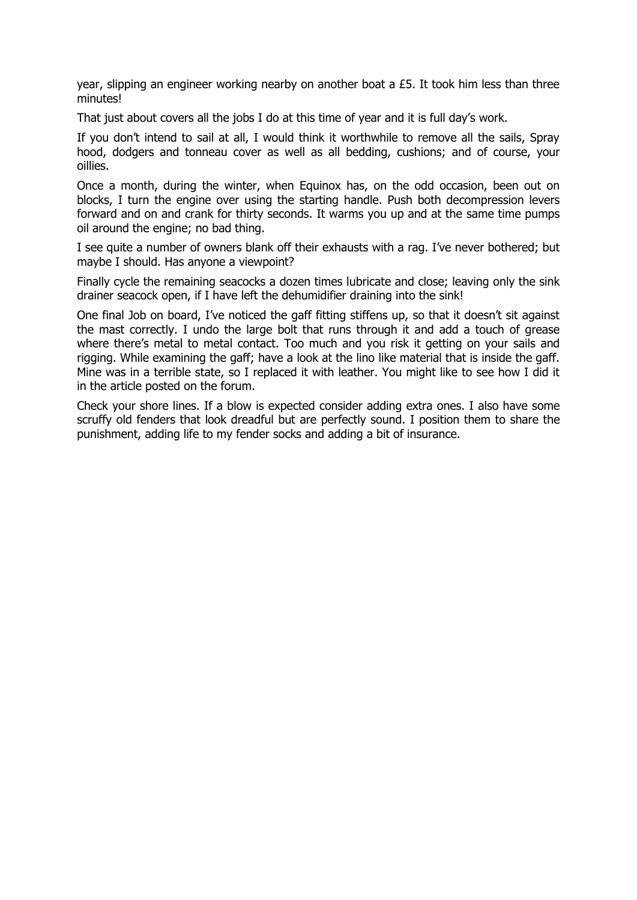year, slipping an engineer working nearby on another boat a £5. It took him less than three minutes!

That just about covers all the jobs I do at this time of year and it is full day's work.

If you don't intend to sail at all, I would think it worthwhile to remove all the sails, Spray hood, dodgers and tonneau cover as well as all bedding, cushions; and of course, your oillies.

Once a month, during the winter, when Equinox has, on the odd occasion, been out on blocks, I turn the engine over using the starting handle. Push both decompression levers forward and on and crank for thirty seconds. It warms you up and at the same time pumps oil around the engine; no bad thing.

I see quite a number of owners blank off their exhausts with a rag. I've never bothered; but maybe I should. Has anyone a viewpoint?

Finally cycle the remaining seacocks a dozen times lubricate and close; leaving only the sink drainer seacock open, if I have left the dehumidifier draining into the sink!

One final Job on board, I've noticed the gaff fitting stiffens up, so that it doesn't sit against the mast correctly. I undo the large bolt that runs through it and add a touch of grease where there's metal to metal contact. Too much and you risk it getting on your sails and rigging. While examining the gaff; have a look at the lino like material that is inside the gaff. Mine was in a terrible state, so I replaced it with leather. You might like to see how I did it in the article posted on the forum.

Check your shore lines. If a blow is expected consider adding extra ones. I also have some scruffy old fenders that look dreadful but are perfectly sound. I position them to share the punishment, adding life to my fender socks and adding a bit of insurance.